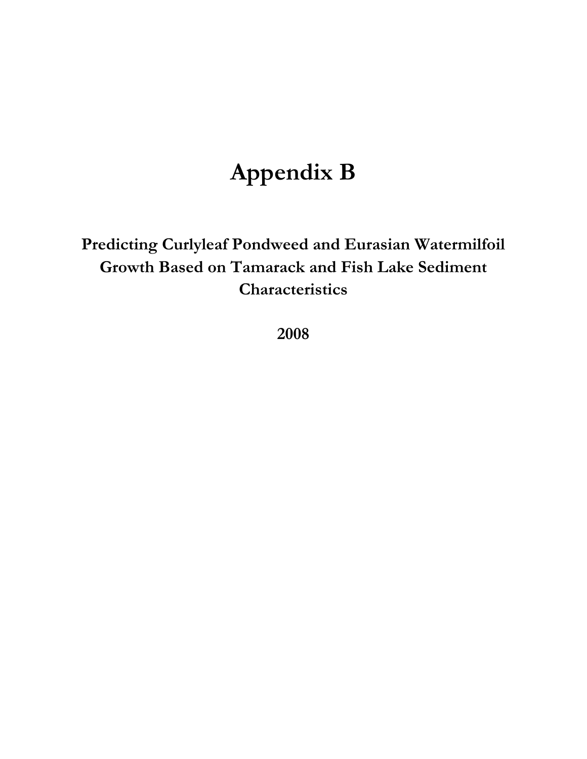# Appendix B

## Predicting Curlyleaf Pondweed and Eurasian Watermilfoil Growth Based on Tamarack and Fish Lake Sediment Characteristics

**2008**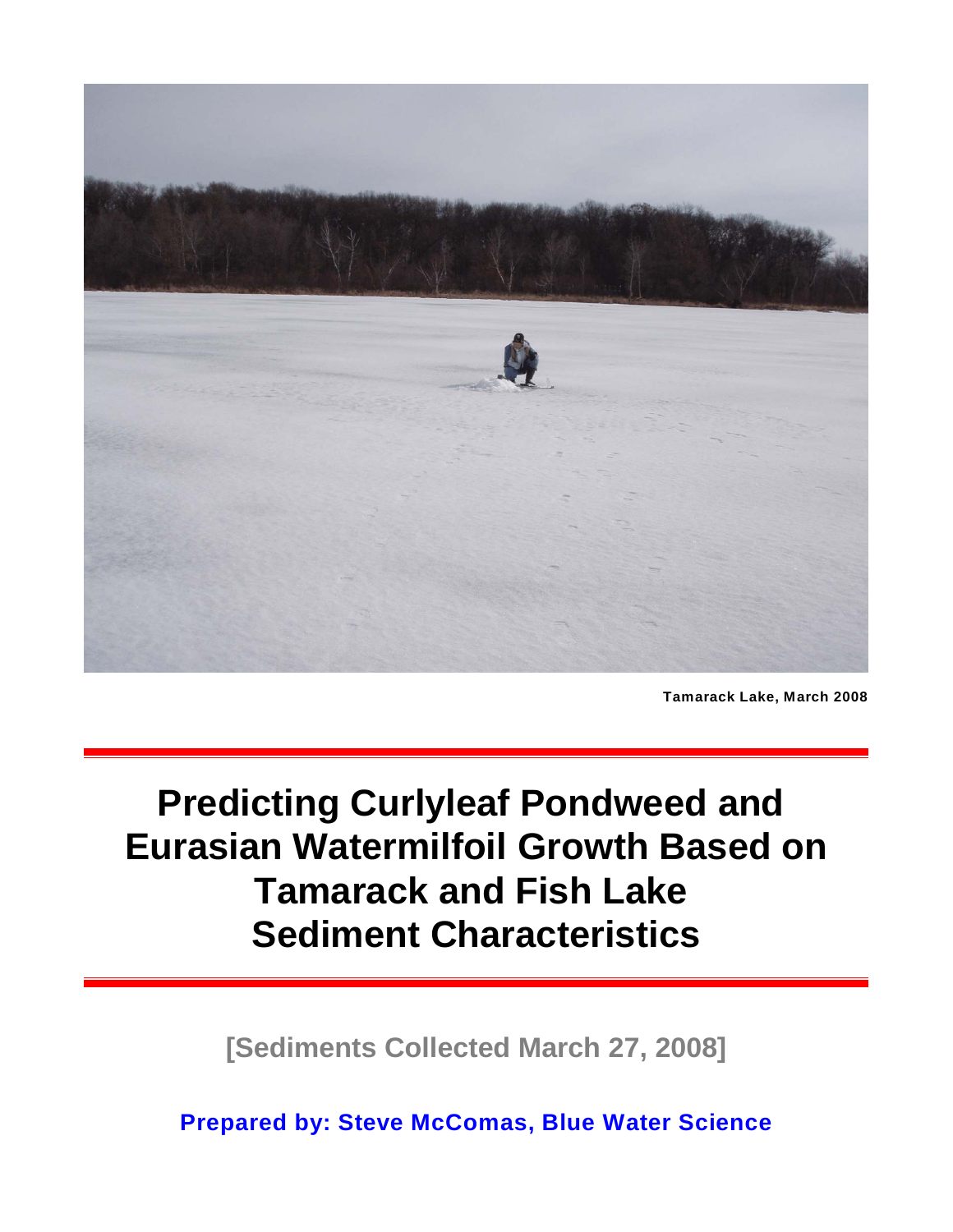Tamarack Lake, March 2008

# Predicting Curlyleaf Pondweed and Eurasian Watermilfoil Growth Based on Tamarack and Fish Lake Sediment Characteristics

[Sediments Collected March 27, 2008]

**Prepared by: Steve McComas, Blue Water Science**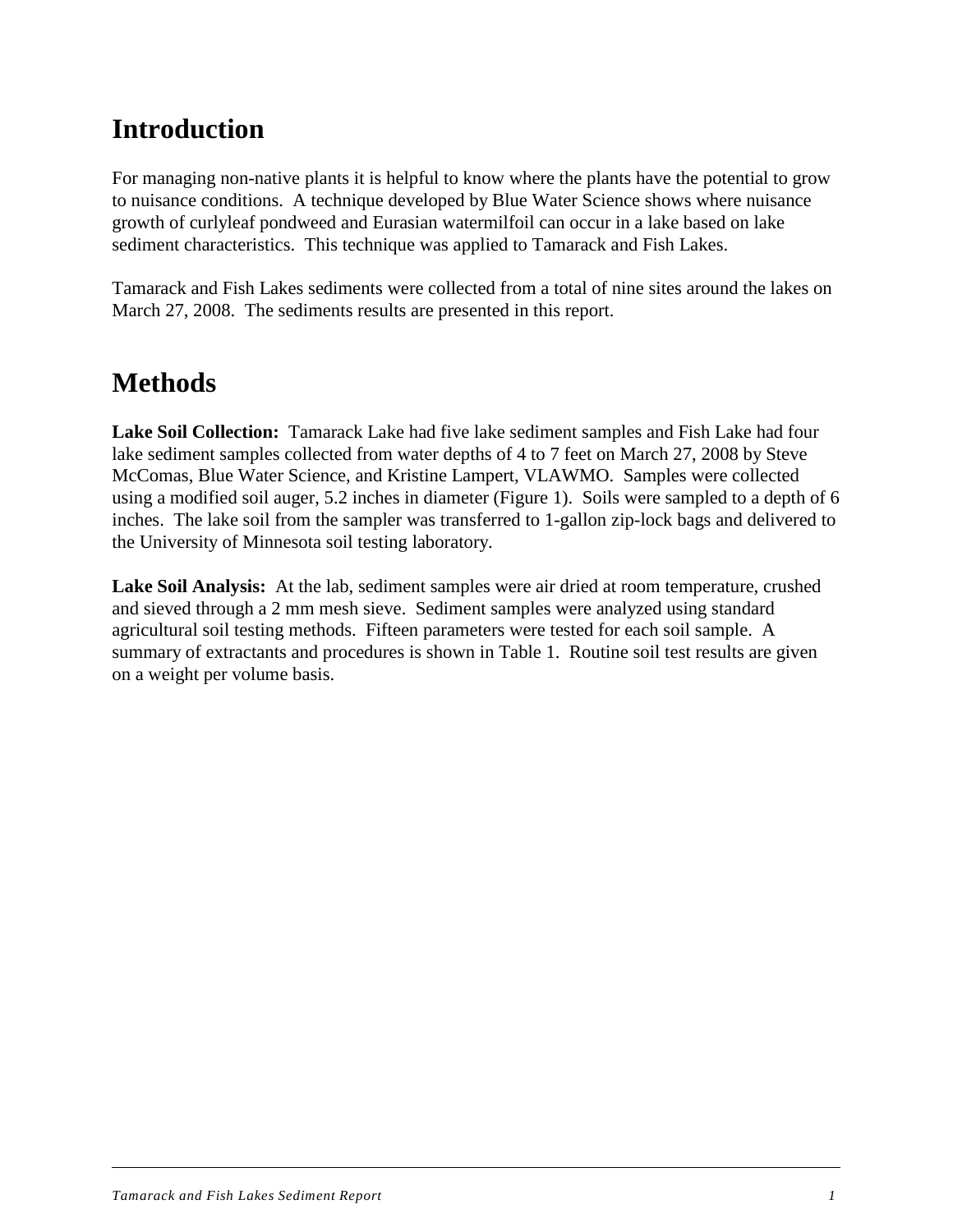# Introduction

For managing non-native plants it is helpful to know where the plants have the potential to grow to nuisance conditions. A technique developed by Blue Water Science shows where nuisance growth of curlyleaf pondweed and Eurasian watermilfoil can occur in a lake based on lake sediment characteristics. This technique was applied to Tamarack and Fish Lakes.

Tamarack and Fish Lakes sediments were collected from a total of nine sites around the lakes on March 27, 2008. The sediments results are presented in this report.

# Methods

**Lake Soil Collection:** Tamarack Lake had five lake sediment samples and Fish Lake had four lake sediment samples collected from water depths of 4 to 7 feet on March 27, 2008 by Steve McComas, Blue Water Science, and Kristine Lampert, VLAWMO. Samples were collected using a modified soil auger, 5.2 inches in diameter (Figure 1). Soils were sampled to a depth of 6 inches. The lake soil from the sampler was transferred to 1-gallon zip-lock bags and delivered to the University of Minnesota soil testing laboratory.

**Lake Soil Analysis:** At the lab, sediment samples were air dried at room temperature, crushed and sieved through a 2 mm mesh sieve. Sediment samples were analyzed using standard agricultural soil testing methods. Fifteen parameters were tested for each soil sample. A summary of extractants and procedures is shown in Table 1. Routine soil test results are given on a weight per volume basis.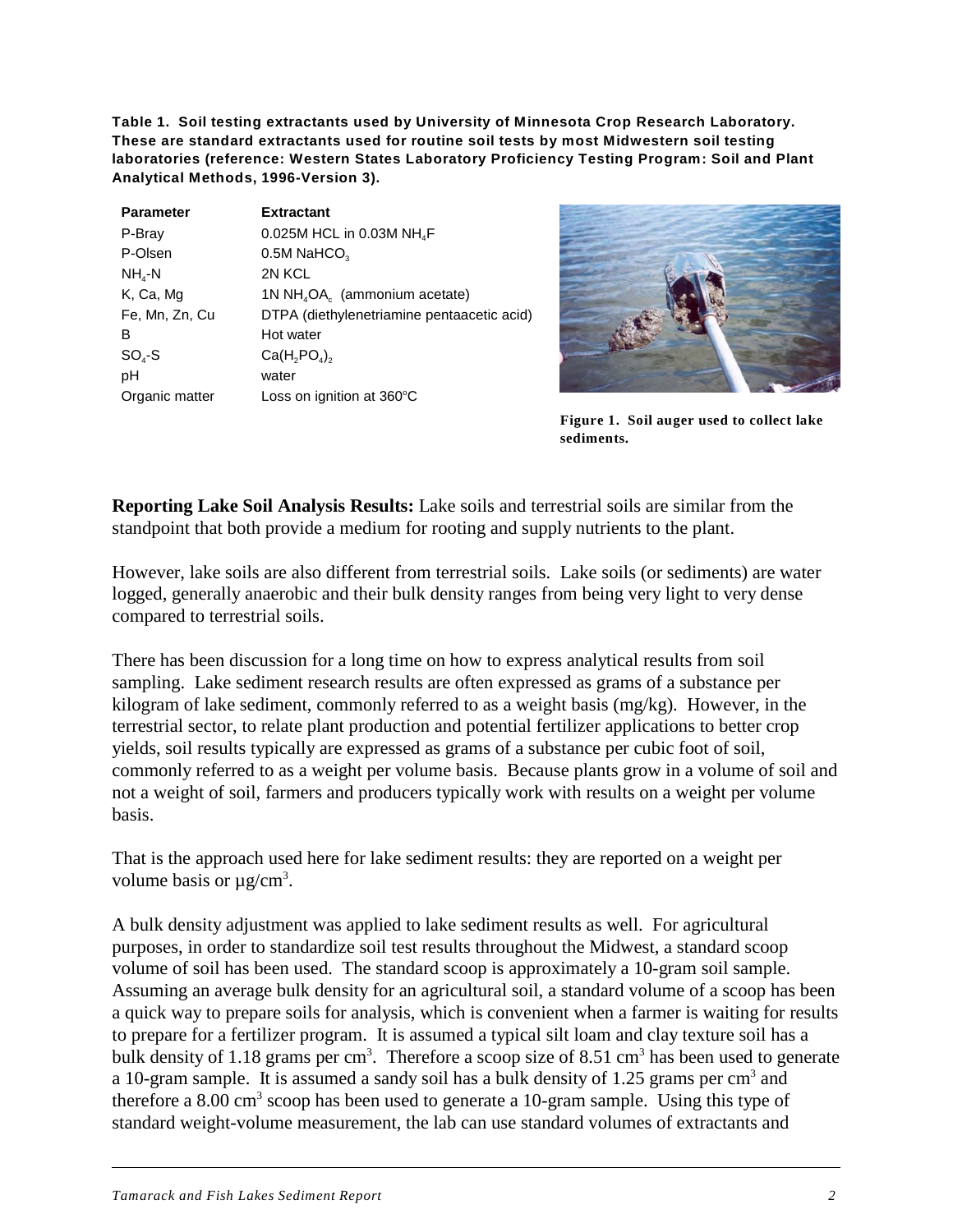**Table 1. Soil testing extractants used by University of Minnesota Crop Research Laboratory. These are standard extractants used for routine soil tests by most Midwestern soil testing laboratories (reference: Western States Laboratory Proficiency Testing Program: Soil and Plant Analytical Methods, 1996-Version 3).**

| Parameter | Extractant |
|---|---|
| P-Bray | 0.025M HCL in 0.03M $NH_4F$ |
| P-Olsen | 0.5M $NaHCO_3$ |
| $NH_4$-N | 2N KCL |
| K, Ca, Mg | 1N $NH_4OA_c$ (ammonium acetate) |
| Fe, Mn, Zn, Cu | DTPA (diethylenetriamine pentaacetic acid) |
| B | Hot water |
| $SO_4$-S | $Ca(H_2PO_4)_2$ |
| pH | water |
| Organic matter | Loss on ignition at 360°C |

**Figure 1. Soil auger used to collect lake sediments.**

**Reporting Lake Soil Analysis Results:** Lake soils and terrestrial soils are similar from the standpoint that both provide a medium for rooting and supply nutrients to the plant.

However, lake soils are also different from terrestrial soils. Lake soils (or sediments) are water logged, generally anaerobic and their bulk density ranges from being very light to very dense compared to terrestrial soils.

There has been discussion for a long time on how to express analytical results from soil sampling. Lake sediment research results are often expressed as grams of a substance per kilogram of lake sediment, commonly referred to as a weight basis (mg/kg). However, in the terrestrial sector, to relate plant production and potential fertilizer applications to better crop yields, soil results typically are expressed as grams of a substance per cubic foot of soil, commonly referred to as a weight per volume basis. Because plants grow in a volume of soil and not a weight of soil, farmers and producers typically work with results on a weight per volume basis.

That is the approach used here for lake sediment results: they are reported on a weight per volume basis or µg/cm$^3$.

A bulk density adjustment was applied to lake sediment results as well. For agricultural purposes, in order to standardize soil test results throughout the Midwest, a standard scoop volume of soil has been used. The standard scoop is approximately a 10-gram soil sample. Assuming an average bulk density for an agricultural soil, a standard volume of a scoop has been a quick way to prepare soils for analysis, which is convenient when a farmer is waiting for results to prepare for a fertilizer program. It is assumed a typical silt loam and clay texture soil has a bulk density of 1.18 grams per cm$^3$. Therefore a scoop size of 8.51 cm$^3$ has been used to generate a 10-gram sample. It is assumed a sandy soil has a bulk density of 1.25 grams per cm$^3$ and therefore a 8.00 cm$^3$ scoop has been used to generate a 10-gram sample. Using this type of standard weight-volume measurement, the lab can use standard volumes of extractants and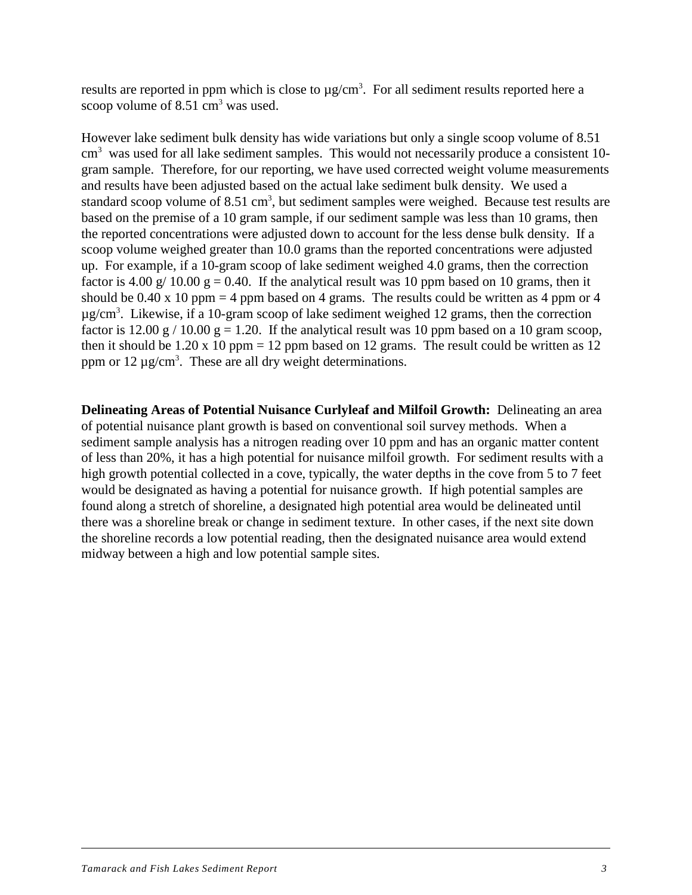results are reported in ppm which is close to $\mu g/cm^3$. For all sediment results reported here a scoop volume of 8.51 $cm^3$ was used.

However lake sediment bulk density has wide variations but only a single scoop volume of 8.51 $cm^3$ was used for all lake sediment samples. This would not necessarily produce a consistent 10-gram sample. Therefore, for our reporting, we have used corrected weight volume measurements and results have been adjusted based on the actual lake sediment bulk density. We used a standard scoop volume of 8.51 $cm^3$, but sediment samples were weighed. Because test results are based on the premise of a 10 gram sample, if our sediment sample was less than 10 grams, then the reported concentrations were adjusted down to account for the less dense bulk density. If a scoop volume weighed greater than 10.0 grams than the reported concentrations were adjusted up. For example, if a 10-gram scoop of lake sediment weighed 4.0 grams, then the correction factor is 4.00 g/ 10.00 g = 0.40. If the analytical result was 10 ppm based on 10 grams, then it should be 0.40 x 10 ppm = 4 ppm based on 4 grams. The results could be written as 4 ppm or 4 $\mu g/cm^3$. Likewise, if a 10-gram scoop of lake sediment weighed 12 grams, then the correction factor is 12.00 g / 10.00 g = 1.20. If the analytical result was 10 ppm based on a 10 gram scoop, then it should be 1.20 x 10 ppm = 12 ppm based on 12 grams. The result could be written as 12 ppm or 12 $\mu g/cm^3$. These are all dry weight determinations.

**Delineating Areas of Potential Nuisance Curlyleaf and Milfoil Growth:** Delineating an area of potential nuisance plant growth is based on conventional soil survey methods. When a sediment sample analysis has a nitrogen reading over 10 ppm and has an organic matter content of less than 20%, it has a high potential for nuisance milfoil growth. For sediment results with a high growth potential collected in a cove, typically, the water depths in the cove from 5 to 7 feet would be designated as having a potential for nuisance growth. If high potential samples are found along a stretch of shoreline, a designated high potential area would be delineated until there was a shoreline break or change in sediment texture. In other cases, if the next site down the shoreline records a low potential reading, then the designated nuisance area would extend midway between a high and low potential sample sites.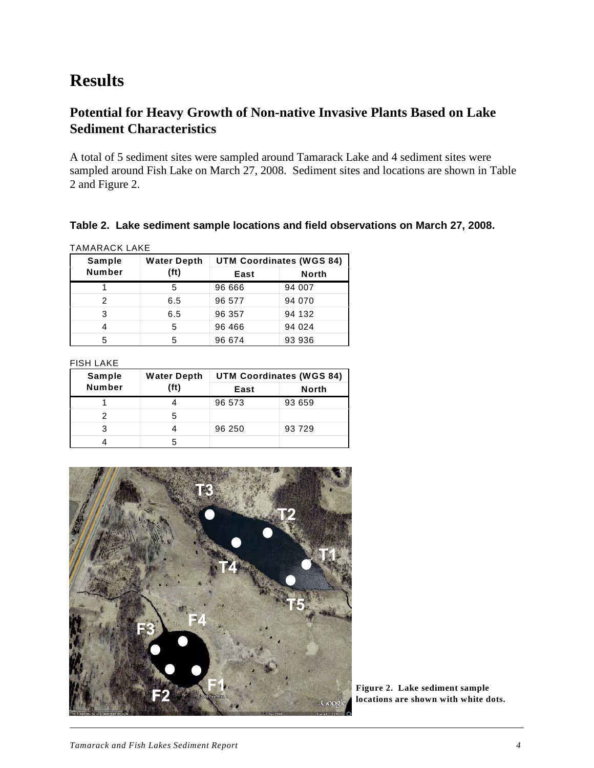# Results

## Potential for Heavy Growth of Non-native Invasive Plants Based on Lake Sediment Characteristics

A total of 5 sediment sites were sampled around Tamarack Lake and 4 sediment sites were sampled around Fish Lake on March 27, 2008. Sediment sites and locations are shown in Table 2 and Figure 2.

**Table 2. Lake sediment sample locations and field observations on March 27, 2008.**

TAMARACK LAKE

| Sample Number | Water Depth (ft) | UTM Coordinates (WGS 84) | |
|---|---|---|---|
| | | East | North |
| 1 | 5 | 96 666 | 94 007 |
| 2 | 6.5 | 96 577 | 94 070 |
| 3 | 6.5 | 96 357 | 94 132 |
| 4 | 5 | 96 466 | 94 024 |
| 5 | 5 | 96 674 | 93 936 |

FISH LAKE

| Sample Number | Water Depth (ft) | UTM Coordinates (WGS 84) | |
|---|---|---|---|
| | | East | North |
| 1 | 4 | 96 573 | 93 659 |
| 2 | 5 | | |
| 3 | 4 | 96 250 | 93 729 |
| 4 | 5 | | |

**Figure 2. Lake sediment sample locations are shown with white dots.**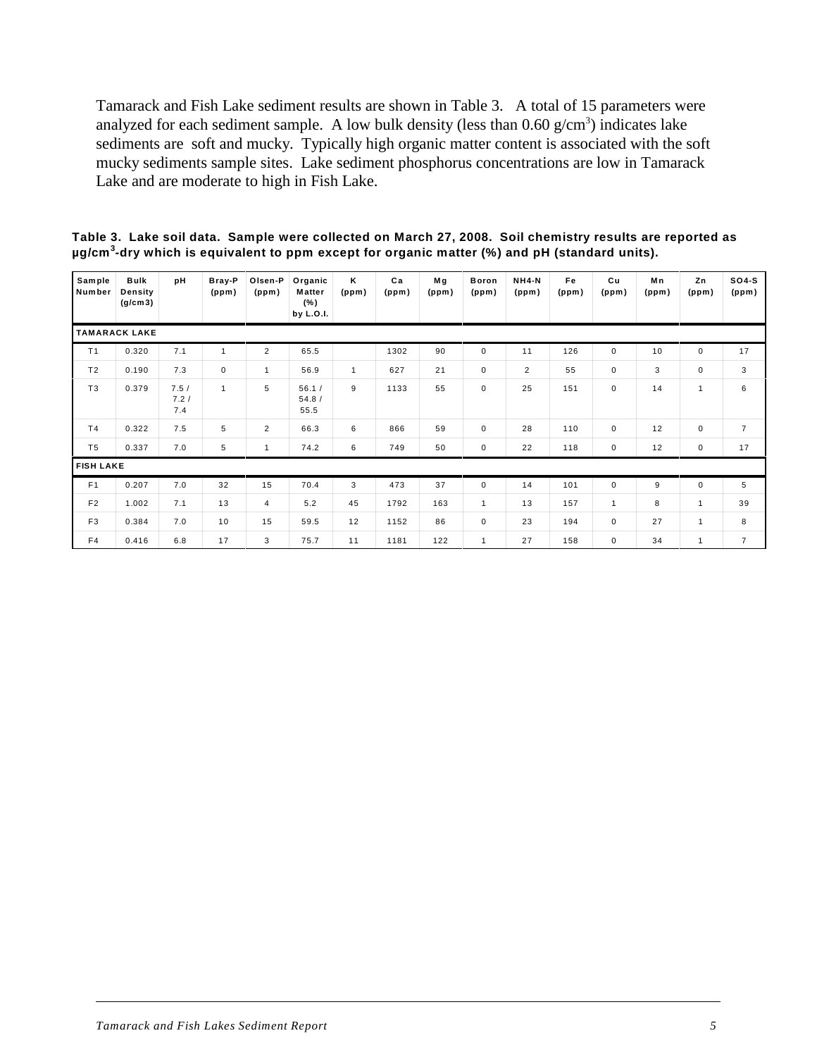Tamarack and Fish Lake sediment results are shown in Table 3. A total of 15 parameters were analyzed for each sediment sample. A low bulk density (less than 0.60 g/cm$^3$) indicates lake sediments are soft and mucky. Typically high organic matter content is associated with the soft mucky sediments sample sites. Lake sediment phosphorus concentrations are low in Tamarack Lake and are moderate to high in Fish Lake.

**Table 3. Lake soil data. Sample were collected on March 27, 2008. Soil chemistry results are reported as μg/cm$^3$-dry which is equivalent to ppm except for organic matter (%) and pH (standard units).**

| Sample Number | Bulk Density (g/cm3) | pH | Bray-P (ppm) | Olsen-P (ppm) | Organic Matter (%) by L.O.I. | K (ppm) | Ca (ppm) | Mg (ppm) | Boron (ppm) | NH4-N (ppm) | Fe (ppm) | Cu (ppm) | Mn (ppm) | Zn (ppm) | SO4-S (ppm) |
|---|---|---|---|---|---|---|---|---|---|---|---|---|---|---|---|
| **TAMARACK LAKE** | | | | | | | | | | | | | | | |
| T1 | 0.320 | 7.1 | 1 | 2 | 65.5 | | 1302 | 90 | 0 | 11 | 126 | 0 | 10 | 0 | 17 |
| T2 | 0.190 | 7.3 | 0 | 1 | 56.9 | 1 | 627 | 21 | 0 | 2 | 55 | 0 | 3 | 0 | 3 |
| T3 | 0.379 | 7.5 / 7.2 / 7.4 | 1 | 5 | 56.1 / 54.8 / 55.5 | 9 | 1133 | 55 | 0 | 25 | 151 | 0 | 14 | 1 | 6 |
| T4 | 0.322 | 7.5 | 5 | 2 | 66.3 | 6 | 866 | 59 | 0 | 28 | 110 | 0 | 12 | 0 | 7 |
| T5 | 0.337 | 7.0 | 5 | 1 | 74.2 | 6 | 749 | 50 | 0 | 22 | 118 | 0 | 12 | 0 | 17 |
| **FISH LAKE** | | | | | | | | | | | | | | | |
| F1 | 0.207 | 7.0 | 32 | 15 | 70.4 | 3 | 473 | 37 | 0 | 14 | 101 | 0 | 9 | 0 | 5 |
| F2 | 1.002 | 7.1 | 13 | 4 | 5.2 | 45 | 1792 | 163 | 1 | 13 | 157 | 1 | 8 | 1 | 39 |
| F3 | 0.384 | 7.0 | 10 | 15 | 59.5 | 12 | 1152 | 86 | 0 | 23 | 194 | 0 | 27 | 1 | 8 |
| F4 | 0.416 | 6.8 | 17 | 3 | 75.7 | 11 | 1181 | 122 | 1 | 27 | 158 | 0 | 34 | 1 | 7 |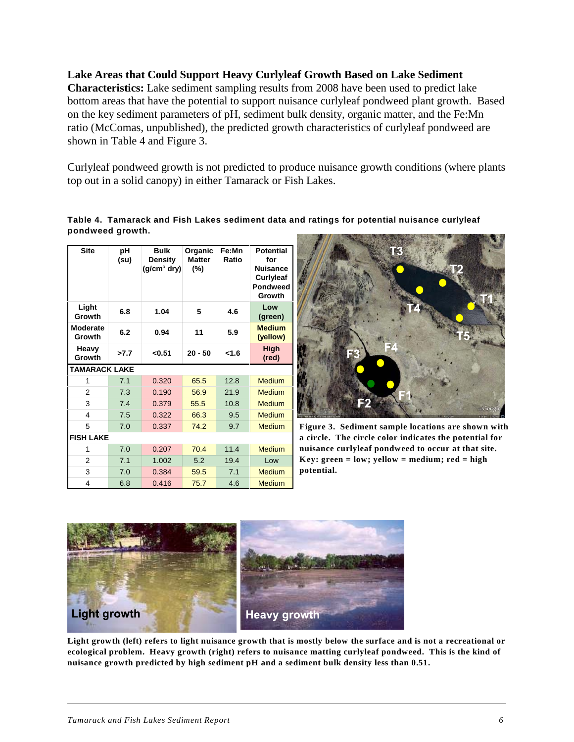**Lake Areas that Could Support Heavy Curlyleaf Growth Based on Lake Sediment Characteristics:** Lake sediment sampling results from 2008 have been used to predict lake bottom areas that have the potential to support nuisance curlyleaf pondweed plant growth. Based on the key sediment parameters of pH, sediment bulk density, organic matter, and the Fe:Mn ratio (McComas, unpublished), the predicted growth characteristics of curlyleaf pondweed are shown in Table 4 and Figure 3.

Curlyleaf pondweed growth is not predicted to produce nuisance growth conditions (where plants top out in a solid canopy) in either Tamarack or Fish Lakes.

**Table 4. Tamarack and Fish Lakes sediment data and ratings for potential nuisance curlyleaf pondweed growth.**

| Site | pH (su) | Bulk Density ($g/cm^3$ dry) | Organic Matter (%) | Fe:Mn Ratio | Potential for Nuisance Curlyleaf Pondweed Growth |
|---|---|---|---|---|---|
| Light Growth | 6.8 | 1.04 | 5 | 4.6 | Low (green) |
| Moderate Growth | 6.2 | 0.94 | 11 | 5.9 | Medium (yellow) |
| Heavy Growth | >7.7 | <0.51 | 20 - 50 | <1.6 | High (red) |
| **TAMARACK LAKE** | | | | | |
| 1 | 7.1 | 0.320 | 65.5 | 12.8 | Medium |
| 2 | 7.3 | 0.190 | 56.9 | 21.9 | Medium |
| 3 | 7.4 | 0.379 | 55.5 | 10.8 | Medium |
| 4 | 7.5 | 0.322 | 66.3 | 9.5 | Medium |
| 5 | 7.0 | 0.337 | 74.2 | 9.7 | Medium |
| **FISH LAKE** | | | | | |
| 1 | 7.0 | 0.207 | 70.4 | 11.4 | Medium |
| 2 | 7.1 | 1.002 | 5.2 | 19.4 | Low |
| 3 | 7.0 | 0.384 | 59.5 | 7.1 | Medium |
| 4 | 6.8 | 0.416 | 75.7 | 4.6 | Medium |

**Figure 3. Sediment sample locations are shown with a circle. The circle color indicates the potential for nuisance curlyleaf pondweed to occur at that site. Key: green = low; yellow = medium; red = high potential.**

**Light growth (left) refers to light nuisance growth that is mostly below the surface and is not a recreational or ecological problem. Heavy growth (right) refers to nuisance matting curlyleaf pondweed. This is the kind of nuisance growth predicted by high sediment pH and a sediment bulk density less than 0.51.**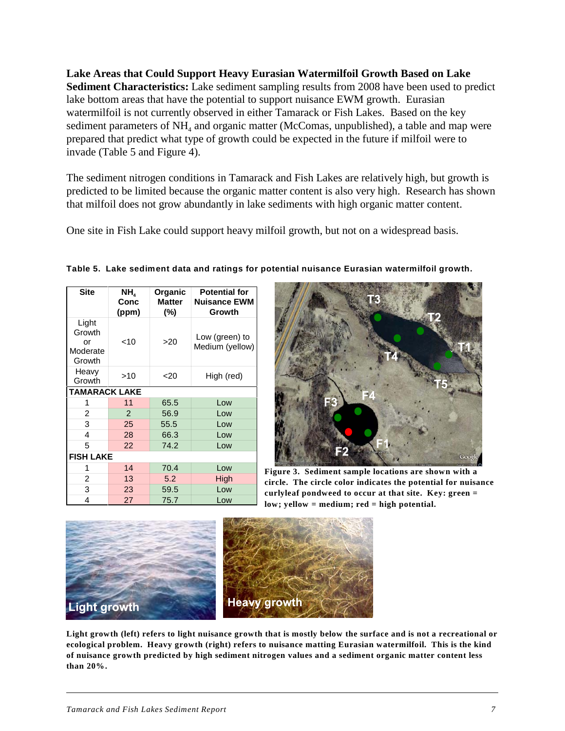**Lake Areas that Could Support Heavy Eurasian Watermilfoil Growth Based on Lake Sediment Characteristics:** Lake sediment sampling results from 2008 have been used to predict lake bottom areas that have the potential to support nuisance EWM growth. Eurasian watermilfoil is not currently observed in either Tamarack or Fish Lakes. Based on the key sediment parameters of $NH_4$ and organic matter (McComas, unpublished), a table and map were prepared that predict what type of growth could be expected in the future if milfoil were to invade (Table 5 and Figure 4).

The sediment nitrogen conditions in Tamarack and Fish Lakes are relatively high, but growth is predicted to be limited because the organic matter content is also very high. Research has shown that milfoil does not grow abundantly in lake sediments with high organic matter content.

One site in Fish Lake could support heavy milfoil growth, but not on a widespread basis.

**Table 5. Lake sediment data and ratings for potential nuisance Eurasian watermilfoil growth.**

| Site | $NH_4$ Conc (ppm) | Organic Matter (%) | Potential for Nuisance EWM Growth |
|---|---|---|---|
| Light Growth or Moderate Growth | <10 | >20 | Low (green) to Medium (yellow) |
| Heavy Growth | >10 | <20 | High (red) |
| **TAMARACK LAKE** | | | |
| 1 | 11 | 65.5 | Low |
| 2 | 2 | 56.9 | Low |
| 3 | 25 | 55.5 | Low |
| 4 | 28 | 66.3 | Low |
| 5 | 22 | 74.2 | Low |
| **FISH LAKE** | | | |
| 1 | 14 | 70.4 | Low |
| 2 | 13 | 5.2 | High |
| 3 | 23 | 59.5 | Low |
| 4 | 27 | 75.7 | Low |

T3
T2
T1
T4
T5
F4
F3
F1
F2

**Figure 3. Sediment sample locations are shown with a circle. The circle color indicates the potential for nuisance curlyleaf pondweed to occur at that site. Key: green = low; yellow = medium; red = high potential.**

Light growth

Heavy growth

**Light growth (left) refers to light nuisance growth that is mostly below the surface and is not a recreational or ecological problem. Heavy growth (right) refers to nuisance matting Eurasian watermilfoil. This is the kind of nuisance growth predicted by high sediment nitrogen values and a sediment organic matter content less than 20%.**